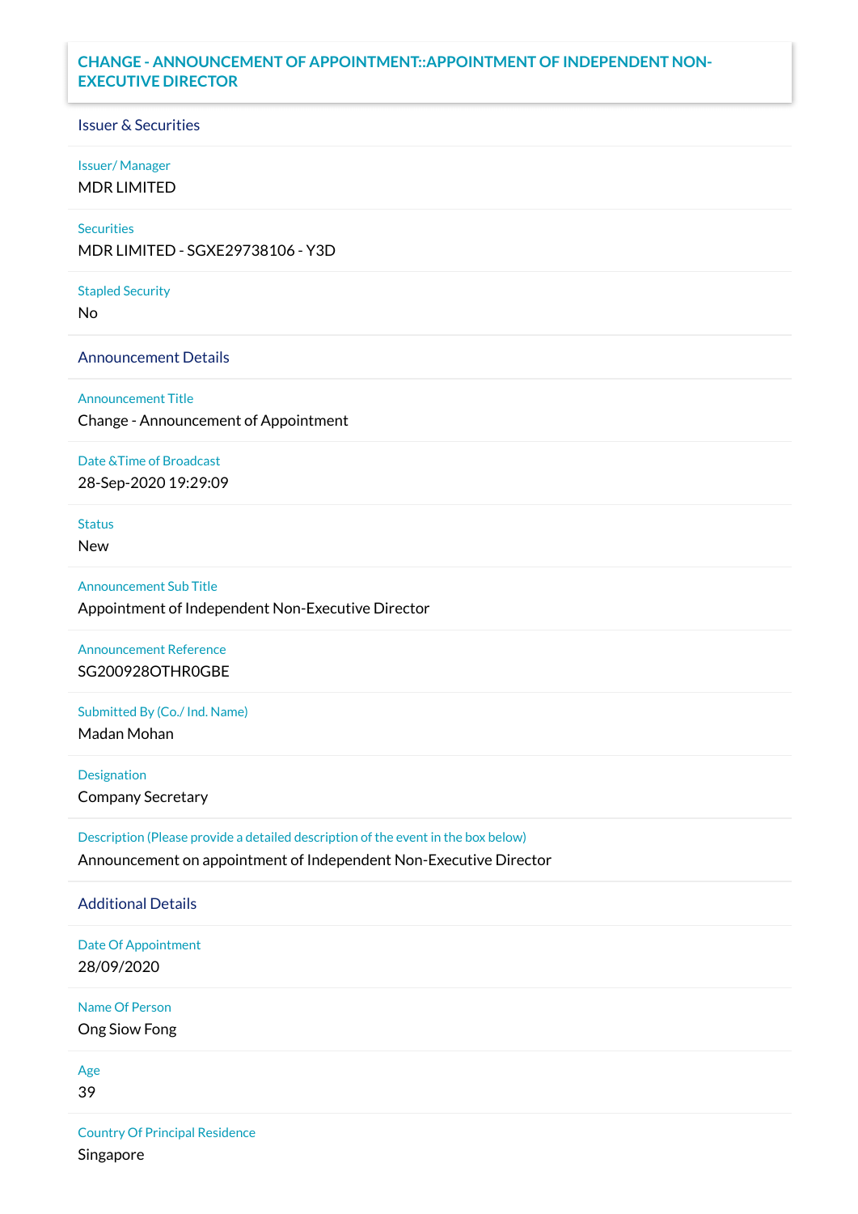# CHANGE - ANNOUNCEMENT OF APPOINTMENT::APPOINTMENT OF INDEPENDENT NON-EXECUTIVE DIRECTOR

## Issuer & Securities

**Issuer/ Manager**
MDR LIMITED

**Securities**
MDR LIMITED - SGXE29738106 - Y3D

**Stapled Security**
No

## Announcement Details

**Announcement Title**
Change - Announcement of Appointment

**Date &Time of Broadcast**
28-Sep-2020 19:29:09

**Status**
New

**Announcement Sub Title**
Appointment of Independent Non-Executive Director

**Announcement Reference**
SG200928OTHR0GBE

**Submitted By (Co./ Ind. Name)**
Madan Mohan

**Designation**
Company Secretary

**Description (Please provide a detailed description of the event in the box below)**
Announcement on appointment of Independent Non-Executive Director

## Additional Details

**Date Of Appointment**
28/09/2020

**Name Of Person**
Ong Siow Fong

**Age**
39

**Country Of Principal Residence**
Singapore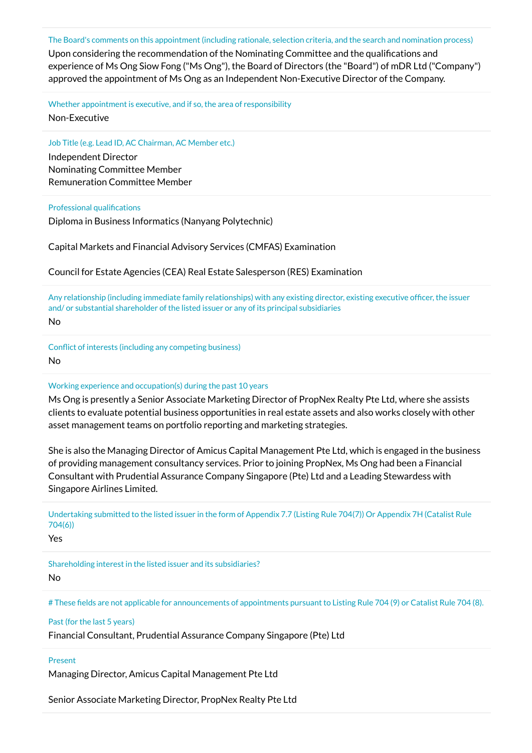The Board's comments on this appointment (including rationale, selection criteria, and the search and nomination process)

Upon considering the recommendation of the Nominating Committee and the qualifications and experience of Ms Ong Siow Fong ("Ms Ong"), the Board of Directors (the "Board") of mDR Ltd ("Company") approved the appointment of Ms Ong as an Independent Non-Executive Director of the Company.

Whether appointment is executive, and if so, the area of responsibility

Non-Executive

Job Title (e.g. Lead ID, AC Chairman, AC Member etc.)

Independent Director
Nominating Committee Member
Remuneration Committee Member

Professional qualifications

Diploma in Business Informatics (Nanyang Polytechnic)

Capital Markets and Financial Advisory Services (CMFAS) Examination

Council for Estate Agencies (CEA) Real Estate Salesperson (RES) Examination

Any relationship (including immediate family relationships) with any existing director, existing executive officer, the issuer and/ or substantial shareholder of the listed issuer or any of its principal subsidiaries

No

Conflict of interests (including any competing business)

No

Working experience and occupation(s) during the past 10 years

Ms Ong is presently a Senior Associate Marketing Director of PropNex Realty Pte Ltd, where she assists clients to evaluate potential business opportunities in real estate assets and also works closely with other asset management teams on portfolio reporting and marketing strategies.

She is also the Managing Director of Amicus Capital Management Pte Ltd, which is engaged in the business of providing management consultancy services. Prior to joining PropNex, Ms Ong had been a Financial Consultant with Prudential Assurance Company Singapore (Pte) Ltd and a Leading Stewardess with Singapore Airlines Limited.

Undertaking submitted to the listed issuer in the form of Appendix 7.7 (Listing Rule 704(7)) Or Appendix 7H (Catalist Rule 704(6))

Yes

Shareholding interest in the listed issuer and its subsidiaries?

No

# These fields are not applicable for announcements of appointments pursuant to Listing Rule 704 (9) or Catalist Rule 704 (8).

Past (for the last 5 years)

Financial Consultant, Prudential Assurance Company Singapore (Pte) Ltd

Present

Managing Director, Amicus Capital Management Pte Ltd

Senior Associate Marketing Director, PropNex Realty Pte Ltd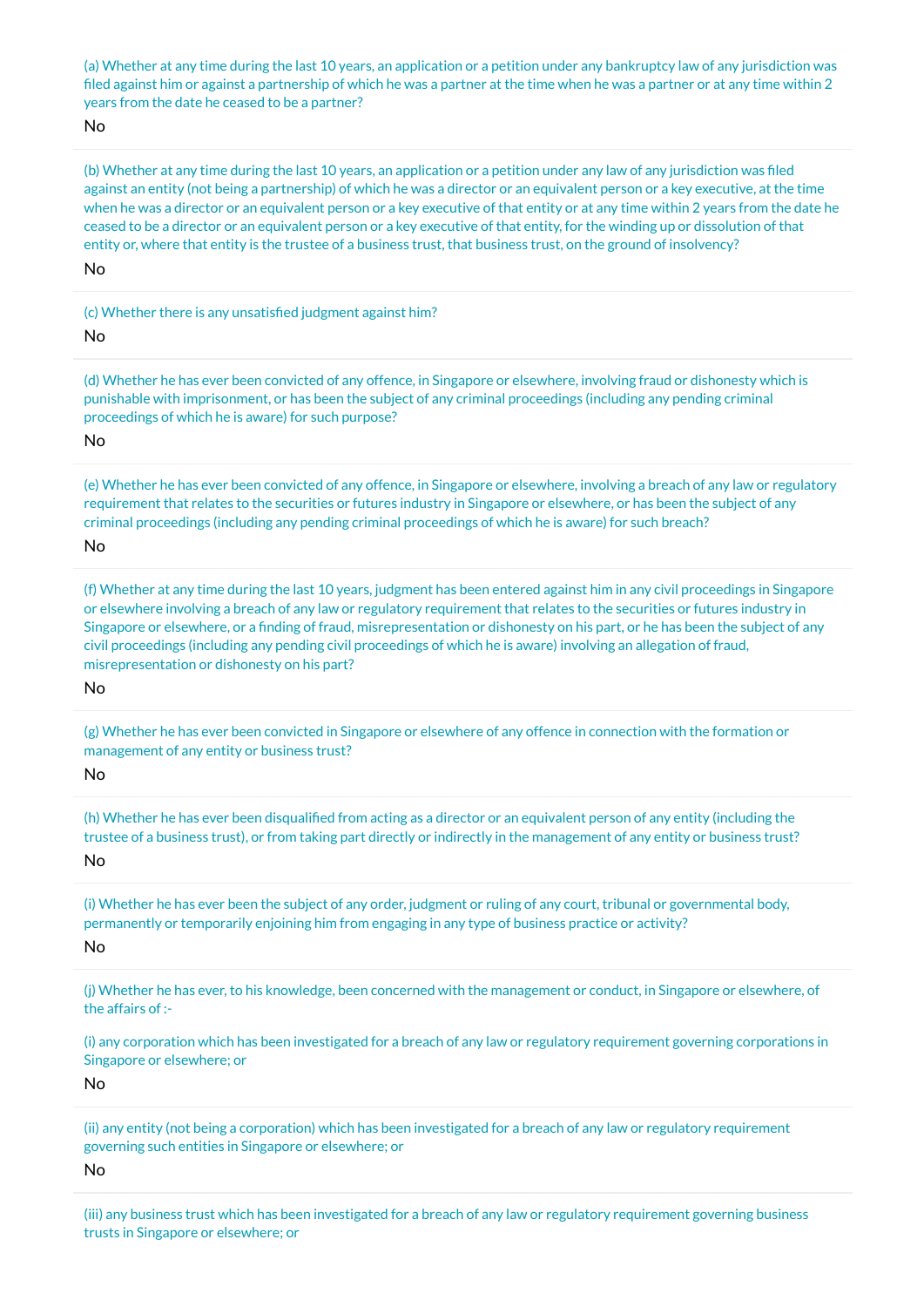(a) Whether at any time during the last 10 years, an application or a petition under any bankruptcy law of any jurisdiction was filed against him or against a partnership of which he was a partner at the time when he was a partner or at any time within 2 years from the date he ceased to be a partner?

No

(b) Whether at any time during the last 10 years, an application or a petition under any law of any jurisdiction was filed against an entity (not being a partnership) of which he was a director or an equivalent person or a key executive, at the time when he was a director or an equivalent person or a key executive of that entity or at any time within 2 years from the date he ceased to be a director or an equivalent person or a key executive of that entity, for the winding up or dissolution of that entity or, where that entity is the trustee of a business trust, that business trust, on the ground of insolvency?

No

(c) Whether there is any unsatisfied judgment against him?

No

(d) Whether he has ever been convicted of any offence, in Singapore or elsewhere, involving fraud or dishonesty which is punishable with imprisonment, or has been the subject of any criminal proceedings (including any pending criminal proceedings of which he is aware) for such purpose?

No

(e) Whether he has ever been convicted of any offence, in Singapore or elsewhere, involving a breach of any law or regulatory requirement that relates to the securities or futures industry in Singapore or elsewhere, or has been the subject of any criminal proceedings (including any pending criminal proceedings of which he is aware) for such breach?

No

(f) Whether at any time during the last 10 years, judgment has been entered against him in any civil proceedings in Singapore or elsewhere involving a breach of any law or regulatory requirement that relates to the securities or futures industry in Singapore or elsewhere, or a finding of fraud, misrepresentation or dishonesty on his part, or he has been the subject of any civil proceedings (including any pending civil proceedings of which he is aware) involving an allegation of fraud, misrepresentation or dishonesty on his part?

No

(g) Whether he has ever been convicted in Singapore or elsewhere of any offence in connection with the formation or management of any entity or business trust?

No

(h) Whether he has ever been disqualified from acting as a director or an equivalent person of any entity (including the trustee of a business trust), or from taking part directly or indirectly in the management of any entity or business trust?

No

(i) Whether he has ever been the subject of any order, judgment or ruling of any court, tribunal or governmental body, permanently or temporarily enjoining him from engaging in any type of business practice or activity?

No

(j) Whether he has ever, to his knowledge, been concerned with the management or conduct, in Singapore or elsewhere, of the affairs of :-

(i) any corporation which has been investigated for a breach of any law or regulatory requirement governing corporations in Singapore or elsewhere; or

No

(ii) any entity (not being a corporation) which has been investigated for a breach of any law or regulatory requirement governing such entities in Singapore or elsewhere; or

No

(iii) any business trust which has been investigated for a breach of any law or regulatory requirement governing business trusts in Singapore or elsewhere; or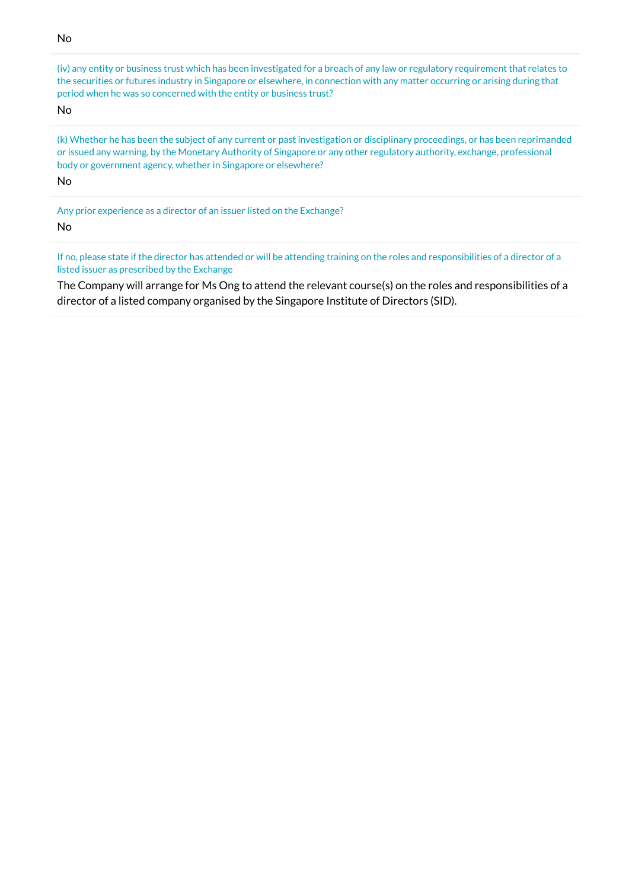No

(iv) any entity or business trust which has been investigated for a breach of any law or regulatory requirement that relates to the securities or futures industry in Singapore or elsewhere, in connection with any matter occurring or arising during that period when he was so concerned with the entity or business trust?

No

(k) Whether he has been the subject of any current or past investigation or disciplinary proceedings, or has been reprimanded or issued any warning, by the Monetary Authority of Singapore or any other regulatory authority, exchange, professional body or government agency, whether in Singapore or elsewhere?

No

Any prior experience as a director of an issuer listed on the Exchange?

No

If no, please state if the director has attended or will be attending training on the roles and responsibilities of a director of a listed issuer as prescribed by the Exchange

The Company will arrange for Ms Ong to attend the relevant course(s) on the roles and responsibilities of a director of a listed company organised by the Singapore Institute of Directors (SID).